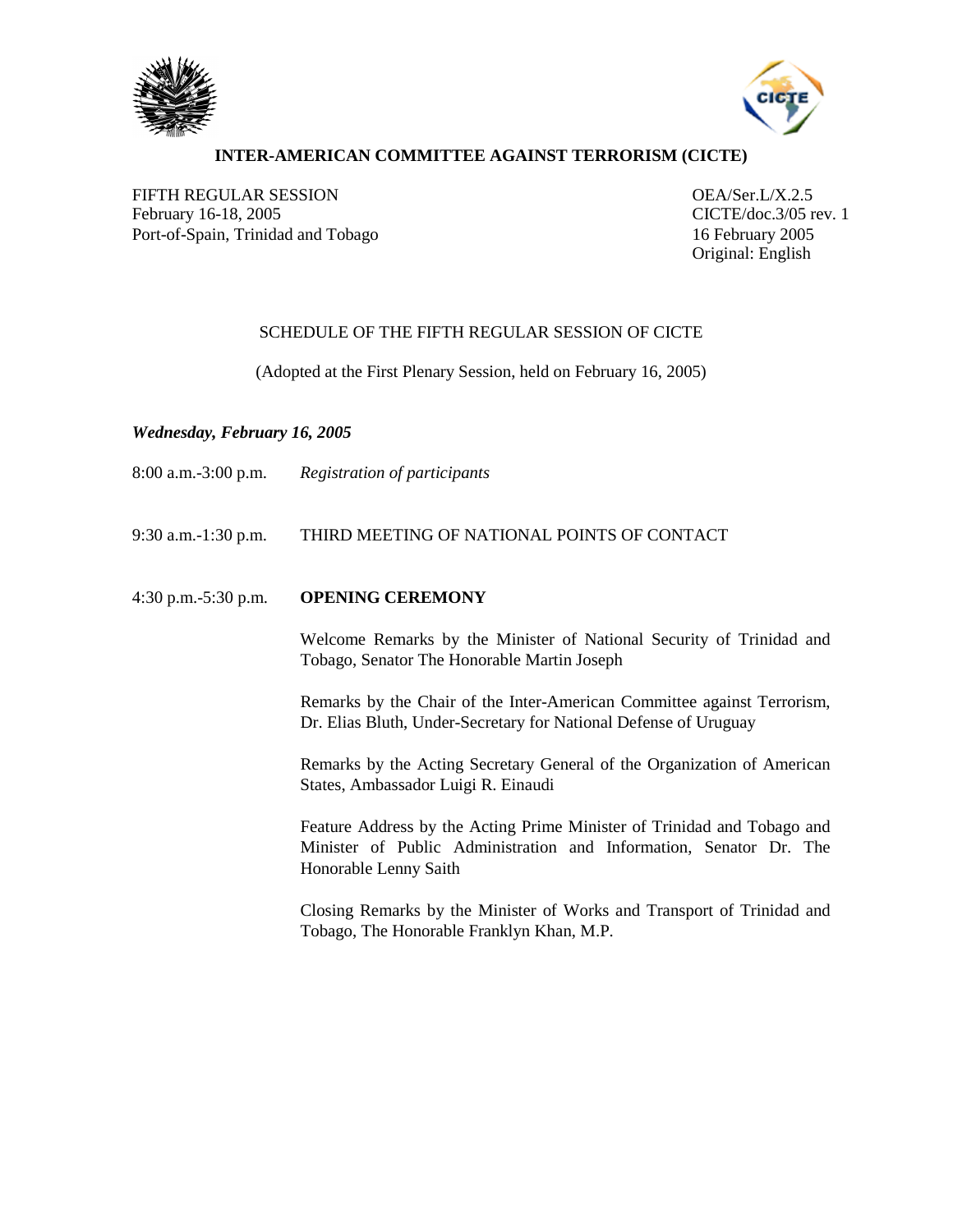**INTER-AMERICAN COMMITTEE AGAINST TERRORISM (CICTE)**

FIFTH REGULAR SESSION
February 16-18, 2005
Port-of-Spain, Trinidad and Tobago

OEA/Ser.L/X.2.5
CICTE/doc.3/05 rev. 1
16 February 2005
Original: English

SCHEDULE OF THE FIFTH REGULAR SESSION OF CICTE

(Adopted at the First Plenary Session, held on February 16, 2005)

***Wednesday, February 16, 2005***

8:00 a.m.-3:00 p.m. *Registration of participants*

9:30 a.m.-1:30 p.m. THIRD MEETING OF NATIONAL POINTS OF CONTACT

4:30 p.m.-5:30 p.m. **OPENING CEREMONY**

Welcome Remarks by the Minister of National Security of Trinidad and Tobago, Senator The Honorable Martin Joseph

Remarks by the Chair of the Inter-American Committee against Terrorism, Dr. Elias Bluth, Under-Secretary for National Defense of Uruguay

Remarks by the Acting Secretary General of the Organization of American States, Ambassador Luigi R. Einaudi

Feature Address by the Acting Prime Minister of Trinidad and Tobago and Minister of Public Administration and Information, Senator Dr. The Honorable Lenny Saith

Closing Remarks by the Minister of Works and Transport of Trinidad and Tobago, The Honorable Franklyn Khan, M.P.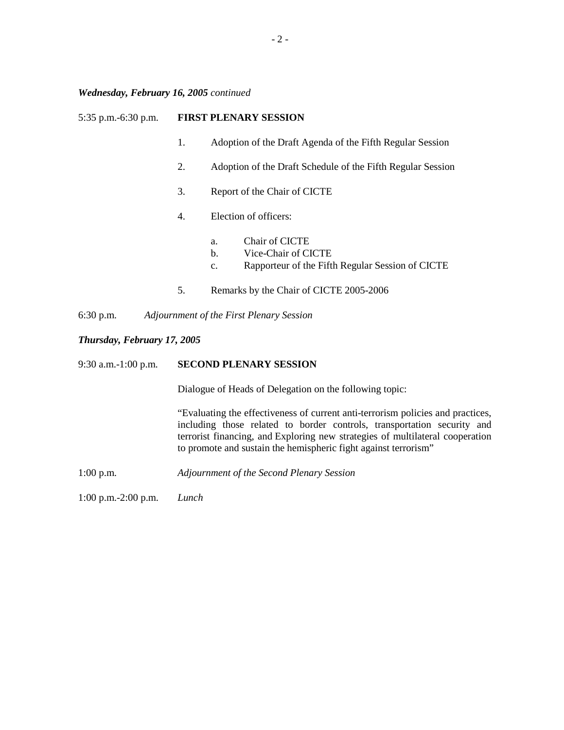***Wednesday, February 16, 2005*** *continued*

5:35 p.m.-6:30 p.m. **FIRST PLENARY SESSION**

1. Adoption of the Draft Agenda of the Fifth Regular Session

2. Adoption of the Draft Schedule of the Fifth Regular Session

3. Report of the Chair of CICTE

4. Election of officers:

   a. Chair of CICTE
   b. Vice-Chair of CICTE
   c. Rapporteur of the Fifth Regular Session of CICTE

5. Remarks by the Chair of CICTE 2005-2006

6:30 p.m. *Adjournment of the First Plenary Session*

***Thursday, February 17, 2005***

9:30 a.m.-1:00 p.m. **SECOND PLENARY SESSION**

Dialogue of Heads of Delegation on the following topic:

"Evaluating the effectiveness of current anti-terrorism policies and practices, including those related to border controls, transportation security and terrorist financing, and Exploring new strategies of multilateral cooperation to promote and sustain the hemispheric fight against terrorism"

1:00 p.m. *Adjournment of the Second Plenary Session*

1:00 p.m.-2:00 p.m. *Lunch*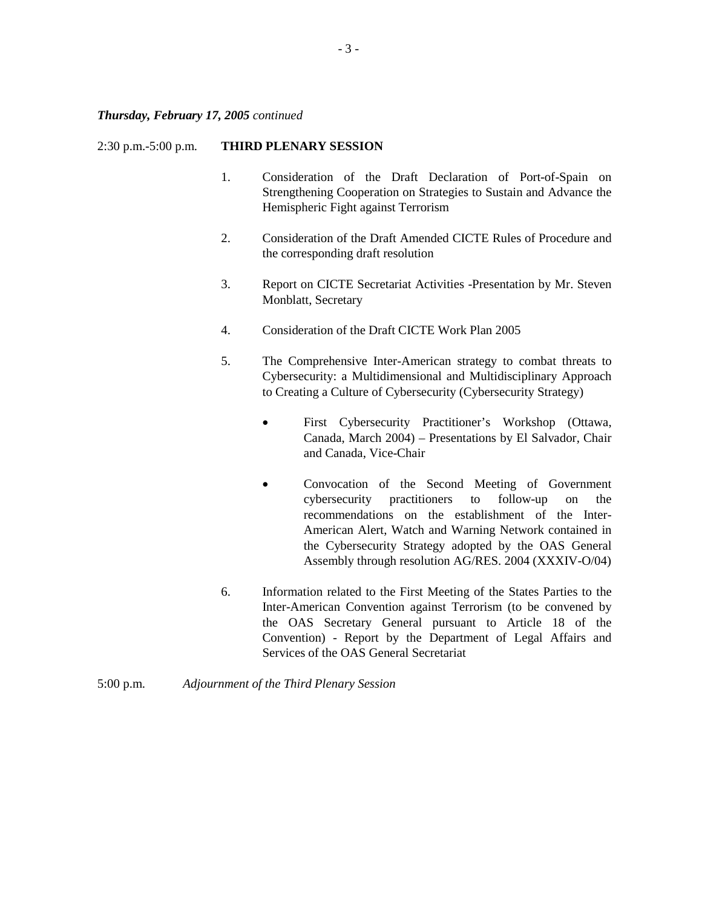***Thursday, February 17, 2005*** *continued*

2:30 p.m.-5:00 p.m. **THIRD PLENARY SESSION**

1. Consideration of the Draft Declaration of Port-of-Spain on Strengthening Cooperation on Strategies to Sustain and Advance the Hemispheric Fight against Terrorism

2. Consideration of the Draft Amended CICTE Rules of Procedure and the corresponding draft resolution

3. Report on CICTE Secretariat Activities -Presentation by Mr. Steven Monblatt, Secretary

4. Consideration of the Draft CICTE Work Plan 2005

5. The Comprehensive Inter-American strategy to combat threats to Cybersecurity: a Multidimensional and Multidisciplinary Approach to Creating a Culture of Cybersecurity (Cybersecurity Strategy)

   - First Cybersecurity Practitioner's Workshop (Ottawa, Canada, March 2004) – Presentations by El Salvador, Chair and Canada, Vice-Chair

   - Convocation of the Second Meeting of Government cybersecurity practitioners to follow-up on the recommendations on the establishment of the Inter-American Alert, Watch and Warning Network contained in the Cybersecurity Strategy adopted by the OAS General Assembly through resolution AG/RES. 2004 (XXXIV-O/04)

6. Information related to the First Meeting of the States Parties to the Inter-American Convention against Terrorism (to be convened by the OAS Secretary General pursuant to Article 18 of the Convention) - Report by the Department of Legal Affairs and Services of the OAS General Secretariat

5:00 p.m. *Adjournment of the Third Plenary Session*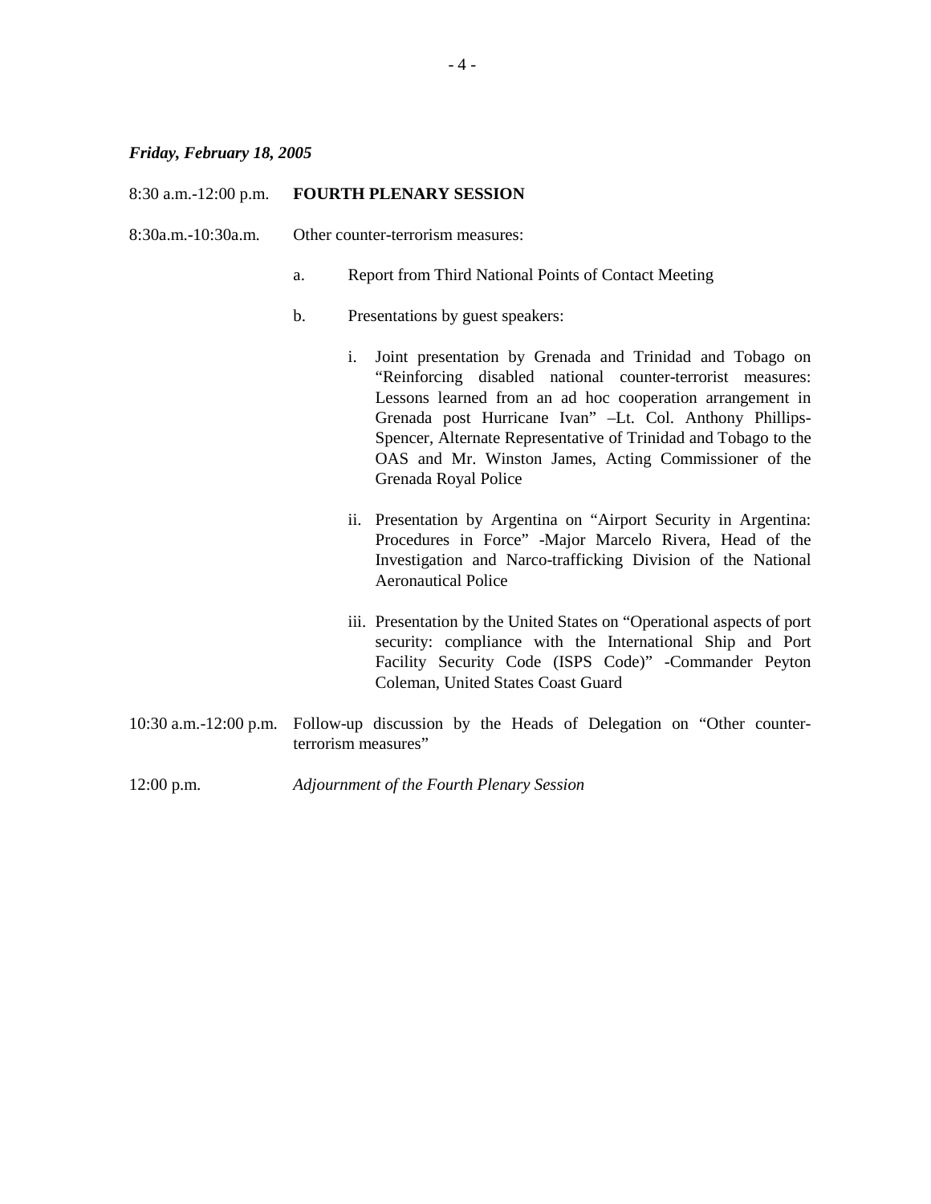***Friday, February 18, 2005***

8:30 a.m.-12:00 p.m. **FOURTH PLENARY SESSION**

8:30a.m.-10:30a.m. Other counter-terrorism measures:

a. Report from Third National Points of Contact Meeting

b. Presentations by guest speakers:

   i. Joint presentation by Grenada and Trinidad and Tobago on "Reinforcing disabled national counter-terrorist measures: Lessons learned from an ad hoc cooperation arrangement in Grenada post Hurricane Ivan" –Lt. Col. Anthony Phillips-Spencer, Alternate Representative of Trinidad and Tobago to the OAS and Mr. Winston James, Acting Commissioner of the Grenada Royal Police

   ii. Presentation by Argentina on "Airport Security in Argentina: Procedures in Force" -Major Marcelo Rivera, Head of the Investigation and Narco-trafficking Division of the National Aeronautical Police

   iii. Presentation by the United States on "Operational aspects of port security: compliance with the International Ship and Port Facility Security Code (ISPS Code)" -Commander Peyton Coleman, United States Coast Guard

10:30 a.m.-12:00 p.m. Follow-up discussion by the Heads of Delegation on "Other counter-terrorism measures"

12:00 p.m. *Adjournment of the Fourth Plenary Session*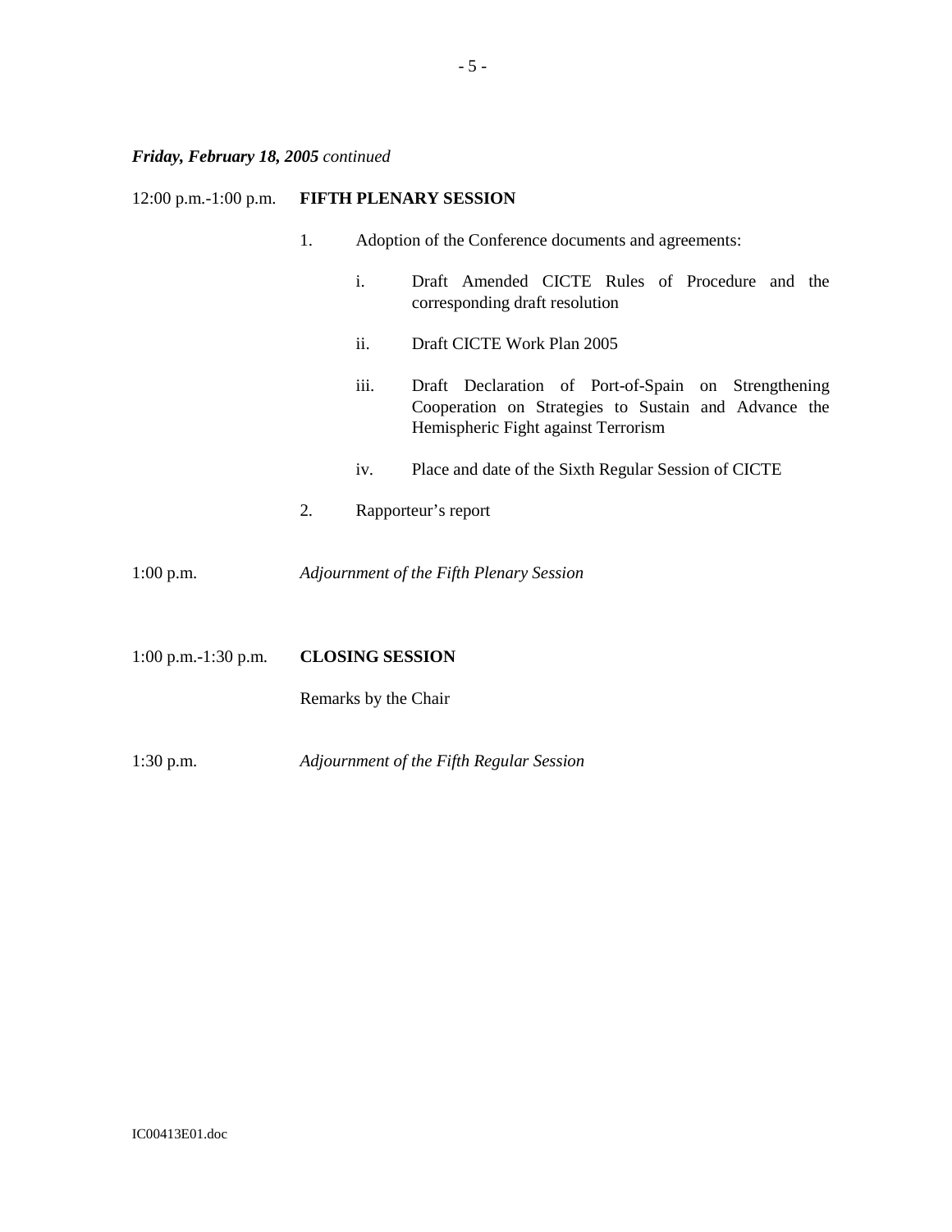***Friday, February 18, 2005** continued*

12:00 p.m.-1:00 p.m. **FIFTH PLENARY SESSION**

1. Adoption of the Conference documents and agreements:

   i. Draft Amended CICTE Rules of Procedure and the corresponding draft resolution

   ii. Draft CICTE Work Plan 2005

   iii. Draft Declaration of Port-of-Spain on Strengthening Cooperation on Strategies to Sustain and Advance the Hemispheric Fight against Terrorism

   iv. Place and date of the Sixth Regular Session of CICTE

2. Rapporteur's report

1:00 p.m. *Adjournment of the Fifth Plenary Session*

1:00 p.m.-1:30 p.m. **CLOSING SESSION**

Remarks by the Chair

1:30 p.m. *Adjournment of the Fifth Regular Session*

IC00413E01.doc